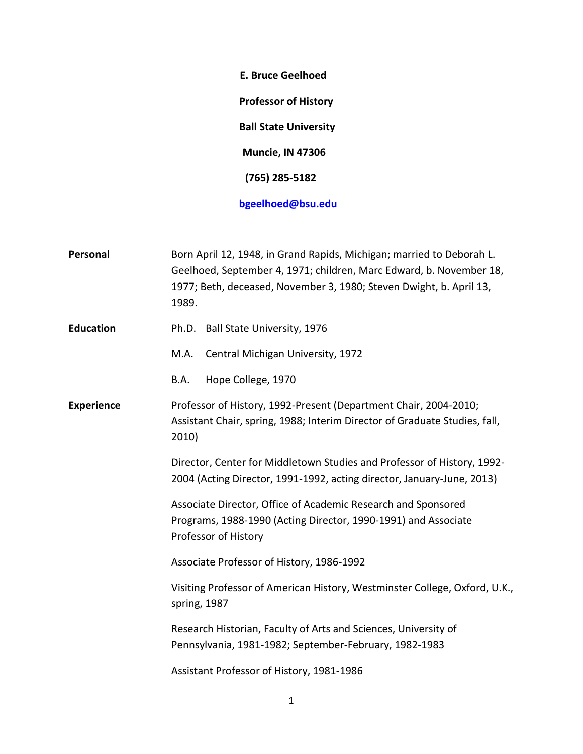**E. Bruce Geelhoed**

**Professor of History**

**Ball State University**

**Muncie, IN 47306**

**(765) 285-5182**

**[bgeelhoed@bsu.edu](mailto:bgeelhoed@bsu.edu)**

**Personal**

Born April 12, 1948, in Grand Rapids, Michigan; married to Deborah L. Geelhoed, September 4, 1971; children, Marc Edward, b. November 18, 1977; Beth, deceased, November 3, 1980; Steven Dwight, b. April 13, 1989.

**Education**

Ph.D. Ball State University, 1976

M.A. Central Michigan University, 1972

B.A. Hope College, 1970

**Experience**

Professor of History, 1992-Present (Department Chair, 2004-2010; Assistant Chair, spring, 1988; Interim Director of Graduate Studies, fall, 2010)

Director, Center for Middletown Studies and Professor of History, 1992-2004 (Acting Director, 1991-1992, acting director, January-June, 2013)

Associate Director, Office of Academic Research and Sponsored Programs, 1988-1990 (Acting Director, 1990-1991) and Associate Professor of History

Associate Professor of History, 1986-1992

Visiting Professor of American History, Westminster College, Oxford, U.K., spring, 1987

Research Historian, Faculty of Arts and Sciences, University of Pennsylvania, 1981-1982; September-February, 1982-1983

Assistant Professor of History, 1981-1986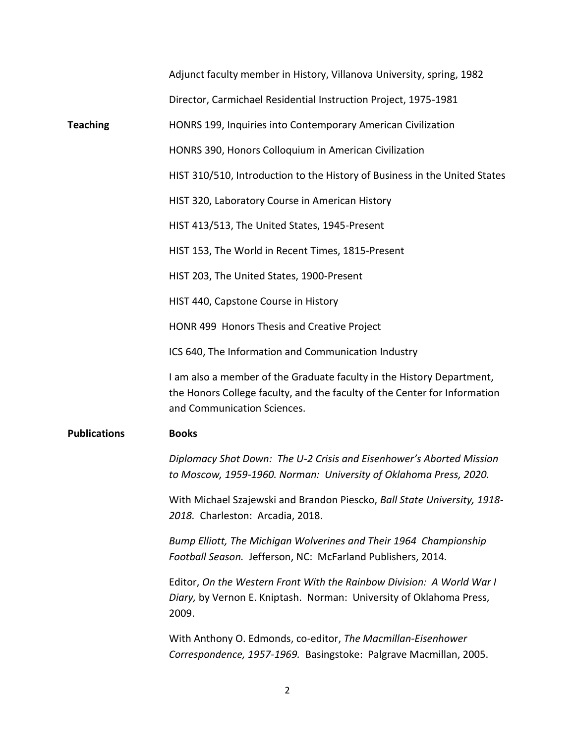Adjunct faculty member in History, Villanova University, spring, 1982

Director, Carmichael Residential Instruction Project, 1975-1981

**Teaching**

HONRS 199, Inquiries into Contemporary American Civilization

HONRS 390, Honors Colloquium in American Civilization

HIST 310/510, Introduction to the History of Business in the United States

HIST 320, Laboratory Course in American History

HIST 413/513, The United States, 1945-Present

HIST 153, The World in Recent Times, 1815-Present

HIST 203, The United States, 1900-Present

HIST 440, Capstone Course in History

HONR 499 Honors Thesis and Creative Project

ICS 640, The Information and Communication Industry

I am also a member of the Graduate faculty in the History Department, the Honors College faculty, and the faculty of the Center for Information and Communication Sciences.

**Publications**

**Books**

*Diplomacy Shot Down: The U-2 Crisis and Eisenhower's Aborted Mission to Moscow, 1959-1960. Norman: University of Oklahoma Press, 2020.*

With Michael Szajewski and Brandon Piescko, *Ball State University, 1918-2018.* Charleston: Arcadia, 2018.

*Bump Elliott, The Michigan Wolverines and Their 1964 Championship Football Season.* Jefferson, NC: McFarland Publishers, 2014.

Editor, *On the Western Front With the Rainbow Division: A World War I Diary,* by Vernon E. Kniptash. Norman: University of Oklahoma Press, 2009.

With Anthony O. Edmonds, co-editor, *The Macmillan-Eisenhower Correspondence, 1957-1969.* Basingstoke: Palgrave Macmillan, 2005.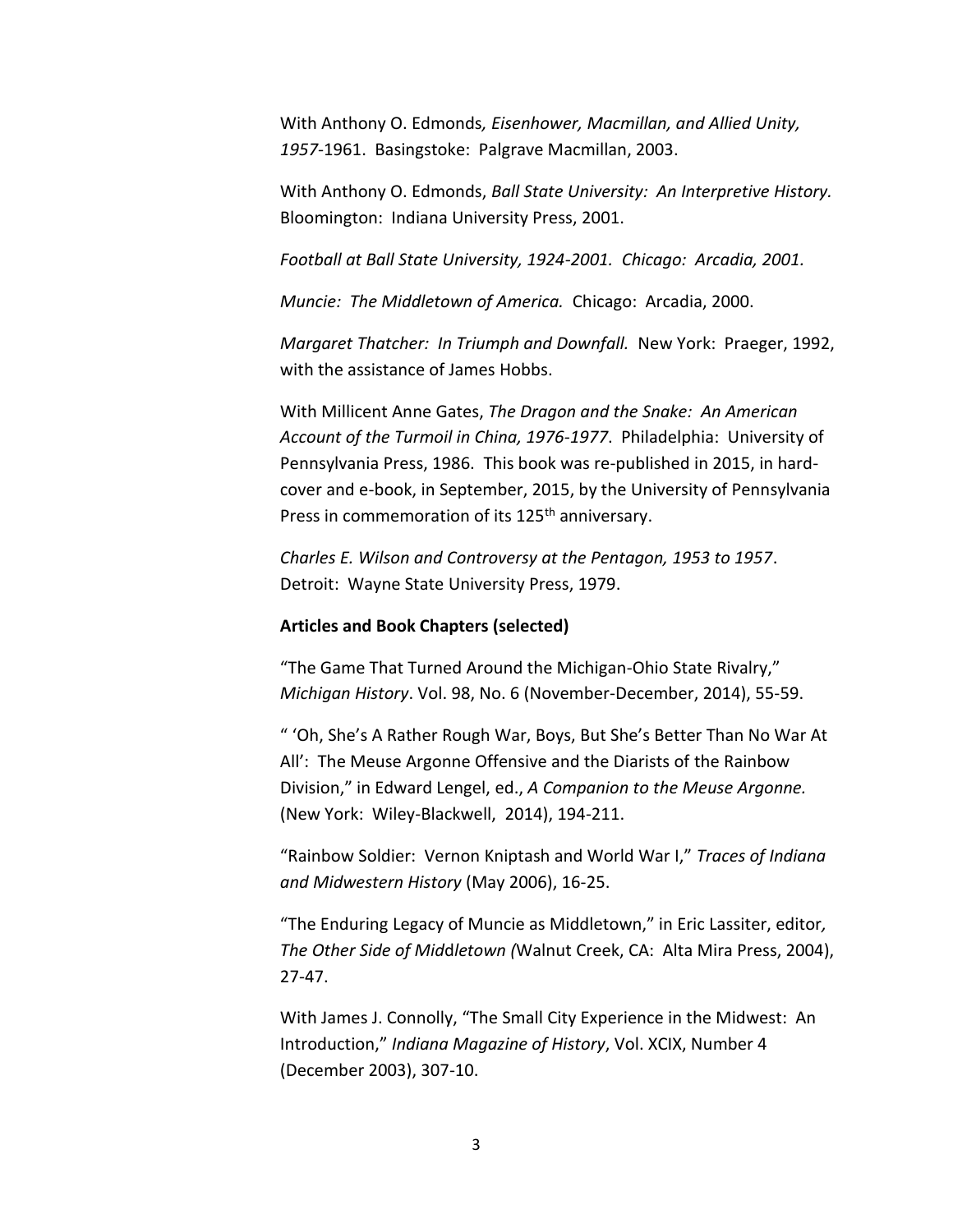With Anthony O. Edmonds*, Eisenhower, Macmillan, and Allied Unity, 1957*-1961. Basingstoke: Palgrave Macmillan, 2003.

With Anthony O. Edmonds, *Ball State University: An Interpretive History.* Bloomington: Indiana University Press, 2001.

*Football at Ball State University, 1924-2001. Chicago: Arcadia, 2001.*

*Muncie: The Middletown of America.* Chicago: Arcadia, 2000.

*Margaret Thatcher: In Triumph and Downfall.* New York: Praeger, 1992, with the assistance of James Hobbs.

With Millicent Anne Gates, *The Dragon and the Snake: An American Account of the Turmoil in China, 1976-1977*. Philadelphia: University of Pennsylvania Press, 1986. This book was re-published in 2015, in hard-cover and e-book, in September, 2015, by the University of Pennsylvania Press in commemoration of its 125th anniversary.

*Charles E. Wilson and Controversy at the Pentagon, 1953 to 1957*. Detroit: Wayne State University Press, 1979.

**Articles and Book Chapters (selected)**

"The Game That Turned Around the Michigan-Ohio State Rivalry," *Michigan History*. Vol. 98, No. 6 (November-December, 2014), 55-59.

" 'Oh, She's A Rather Rough War, Boys, But She's Better Than No War At All': The Meuse Argonne Offensive and the Diarists of the Rainbow Division," in Edward Lengel, ed., *A Companion to the Meuse Argonne.* (New York: Wiley-Blackwell, 2014), 194-211.

"Rainbow Soldier: Vernon Kniptash and World War I," *Traces of Indiana and Midwestern History* (May 2006), 16-25.

"The Enduring Legacy of Muncie as Middletown," in Eric Lassiter, editor*, The Other Side of Middletown (*Walnut Creek, CA: Alta Mira Press, 2004), 27-47.

With James J. Connolly, "The Small City Experience in the Midwest: An Introduction," *Indiana Magazine of History*, Vol. XCIX, Number 4 (December 2003), 307-10.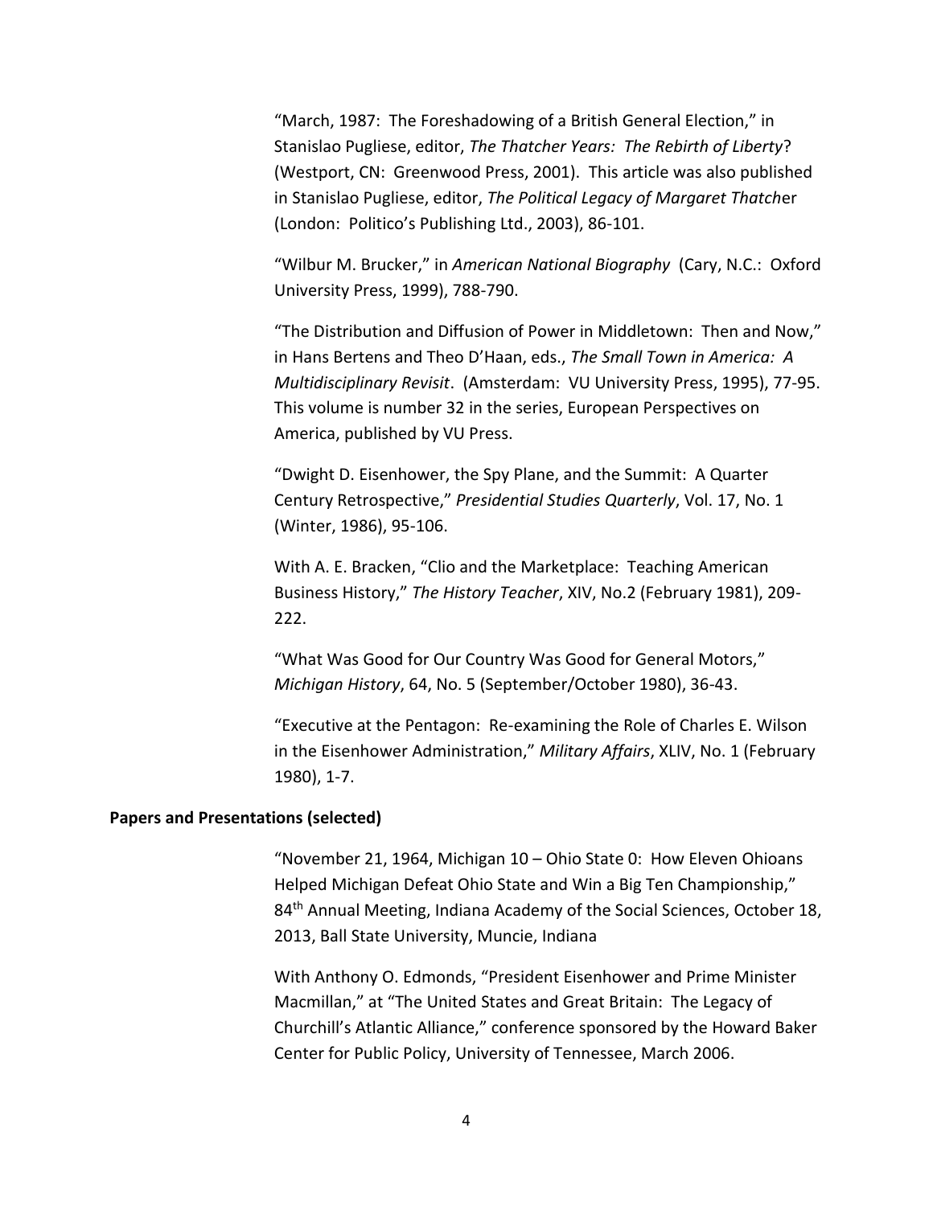"March, 1987: The Foreshadowing of a British General Election," in Stanislao Pugliese, editor, *The Thatcher Years: The Rebirth of Liberty*? (Westport, CN: Greenwood Press, 2001). This article was also published in Stanislao Pugliese, editor, *The Political Legacy of Margaret Thatche*r (London: Politico's Publishing Ltd., 2003), 86-101.

"Wilbur M. Brucker," in *American National Biography* (Cary, N.C.: Oxford University Press, 1999), 788-790.

"The Distribution and Diffusion of Power in Middletown: Then and Now," in Hans Bertens and Theo D'Haan, eds., *The Small Town in America: A Multidisciplinary Revisit*. (Amsterdam: VU University Press, 1995), 77-95. This volume is number 32 in the series, European Perspectives on America, published by VU Press.

"Dwight D. Eisenhower, the Spy Plane, and the Summit: A Quarter Century Retrospective," *Presidential Studies Quarterly*, Vol. 17, No. 1 (Winter, 1986), 95-106.

With A. E. Bracken, "Clio and the Marketplace: Teaching American Business History," *The History Teacher*, XIV, No.2 (February 1981), 209-222.

"What Was Good for Our Country Was Good for General Motors," *Michigan History*, 64, No. 5 (September/October 1980), 36-43.

"Executive at the Pentagon: Re-examining the Role of Charles E. Wilson in the Eisenhower Administration," *Military Affairs*, XLIV, No. 1 (February 1980), 1-7.

**Papers and Presentations (selected)**

"November 21, 1964, Michigan 10 – Ohio State 0: How Eleven Ohioans Helped Michigan Defeat Ohio State and Win a Big Ten Championship," 84th Annual Meeting, Indiana Academy of the Social Sciences, October 18, 2013, Ball State University, Muncie, Indiana

With Anthony O. Edmonds, "President Eisenhower and Prime Minister Macmillan," at "The United States and Great Britain: The Legacy of Churchill's Atlantic Alliance," conference sponsored by the Howard Baker Center for Public Policy, University of Tennessee, March 2006.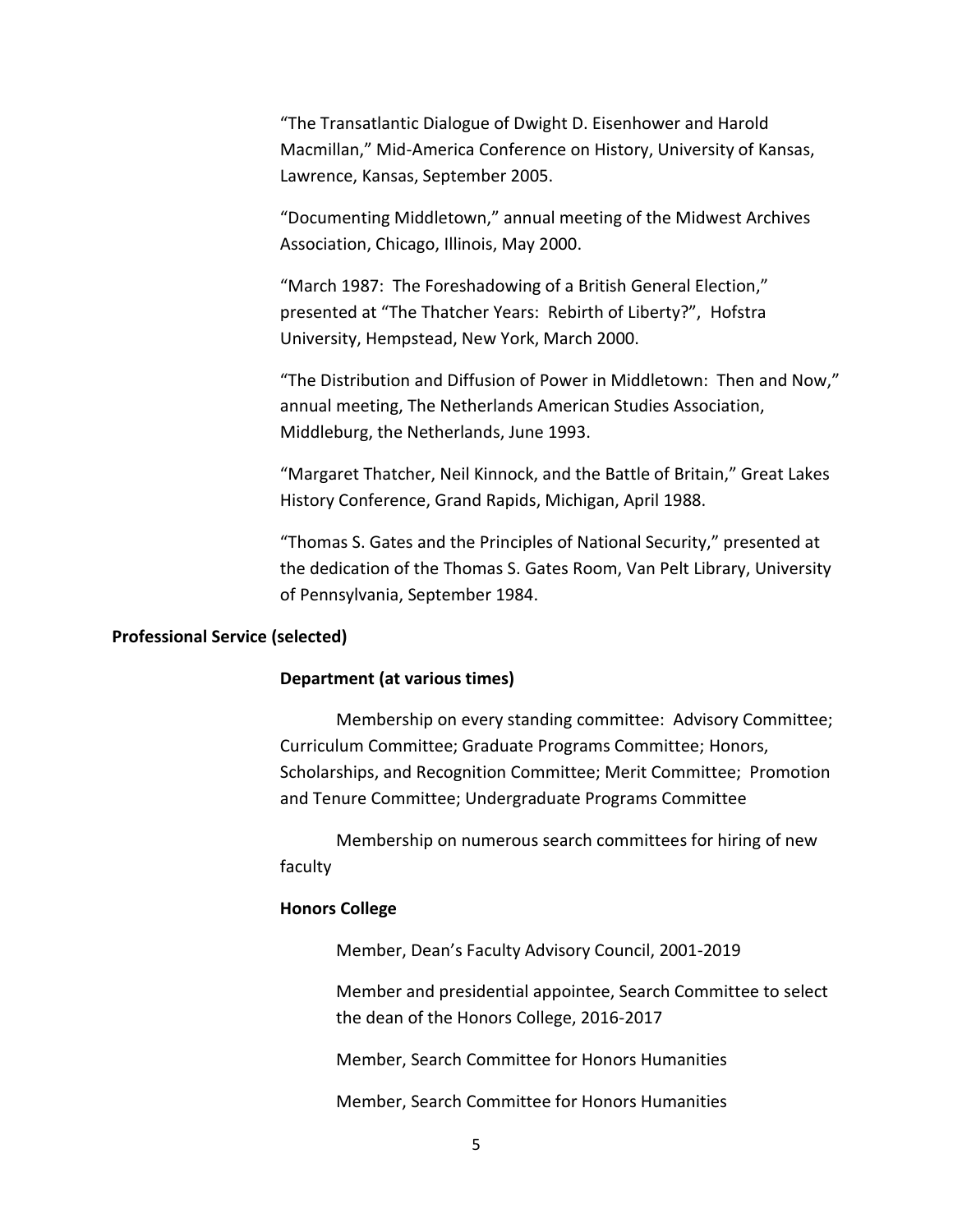"The Transatlantic Dialogue of Dwight D. Eisenhower and Harold Macmillan," Mid-America Conference on History, University of Kansas, Lawrence, Kansas, September 2005.

"Documenting Middletown," annual meeting of the Midwest Archives Association, Chicago, Illinois, May 2000.

"March 1987: The Foreshadowing of a British General Election," presented at "The Thatcher Years: Rebirth of Liberty?", Hofstra University, Hempstead, New York, March 2000.

"The Distribution and Diffusion of Power in Middletown: Then and Now," annual meeting, The Netherlands American Studies Association, Middleburg, the Netherlands, June 1993.

"Margaret Thatcher, Neil Kinnock, and the Battle of Britain," Great Lakes History Conference, Grand Rapids, Michigan, April 1988.

"Thomas S. Gates and the Principles of National Security," presented at the dedication of the Thomas S. Gates Room, Van Pelt Library, University of Pennsylvania, September 1984.

**Professional Service (selected)**

**Department (at various times)**

Membership on every standing committee: Advisory Committee; Curriculum Committee; Graduate Programs Committee; Honors, Scholarships, and Recognition Committee; Merit Committee; Promotion and Tenure Committee; Undergraduate Programs Committee

Membership on numerous search committees for hiring of new faculty

**Honors College**

Member, Dean's Faculty Advisory Council, 2001-2019

Member and presidential appointee, Search Committee to select the dean of the Honors College, 2016-2017

Member, Search Committee for Honors Humanities

Member, Search Committee for Honors Humanities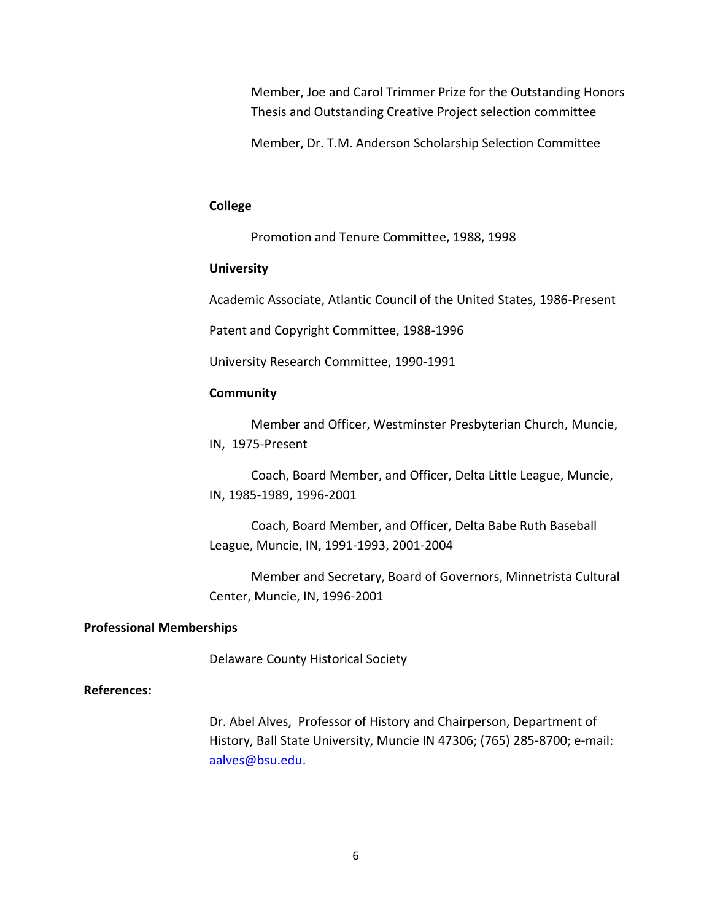Member, Joe and Carol Trimmer Prize for the Outstanding Honors Thesis and Outstanding Creative Project selection committee

Member, Dr. T.M. Anderson Scholarship Selection Committee

**College**

Promotion and Tenure Committee, 1988, 1998

**University**

Academic Associate, Atlantic Council of the United States, 1986-Present

Patent and Copyright Committee, 1988-1996

University Research Committee, 1990-1991

**Community**

Member and Officer, Westminster Presbyterian Church, Muncie, IN, 1975-Present

Coach, Board Member, and Officer, Delta Little League, Muncie, IN, 1985-1989, 1996-2001

Coach, Board Member, and Officer, Delta Babe Ruth Baseball League, Muncie, IN, 1991-1993, 2001-2004

Member and Secretary, Board of Governors, Minnetrista Cultural Center, Muncie, IN, 1996-2001

**Professional Memberships**

Delaware County Historical Society

**References:**

Dr. Abel Alves, Professor of History and Chairperson, Department of History, Ball State University, Muncie IN 47306; (765) 285-8700; e-mail: aalves@bsu.edu.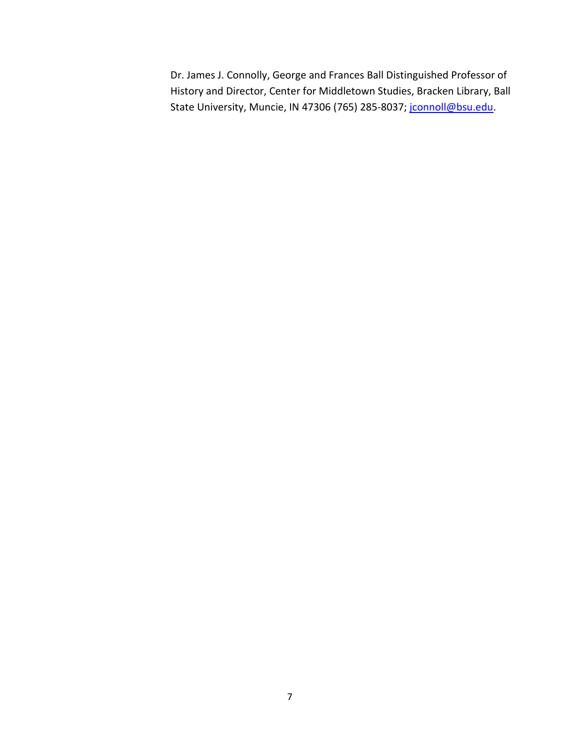Dr. James J. Connolly, George and Frances Ball Distinguished Professor of History and Director, Center for Middletown Studies, Bracken Library, Ball State University, Muncie, IN 47306 (765) 285-8037; jconnoll@bsu.edu.